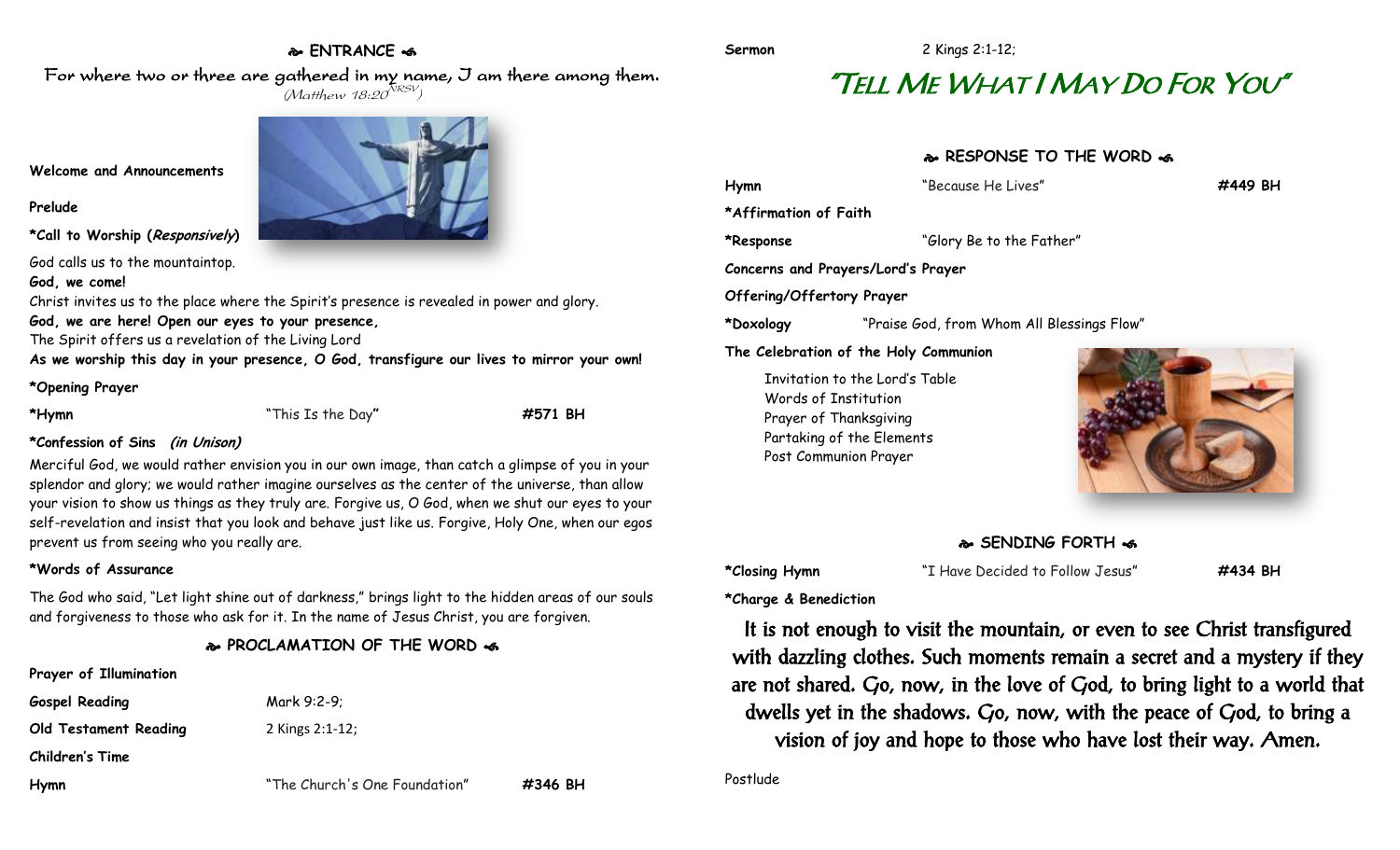## ENTRANCE

For where two or three are gathered in my name, I am there among them.
*(Matthew 18:20 NRSV)*

**Welcome and Announcements**

**Prelude**

**\*Call to Worship (*Responsively*)**

God calls us to the mountaintop.
**God, we come!**
Christ invites us to the place where the Spirit's presence is revealed in power and glory.
**God, we are here! Open our eyes to your presence,**
The Spirit offers us a revelation of the Living Lord
**As we worship this day in your presence, O God, transfigure our lives to mirror your own!**

**\*Opening Prayer**

**\*Hymn** "This Is the Day" **#571 BH**

**\*Confession of Sins (*in Unison*)**

Merciful God, we would rather envision you in our own image, than catch a glimpse of you in your splendor and glory; we would rather imagine ourselves as the center of the universe, than allow your vision to show us things as they truly are. Forgive us, O God, when we shut our eyes to your self-revelation and insist that you look and behave just like us. Forgive, Holy One, when our egos prevent us from seeing who you really are.

**\*Words of Assurance**

The God who said, "Let light shine out of darkness," brings light to the hidden areas of our souls and forgiveness to those who ask for it. In the name of Jesus Christ, you are forgiven.

## PROCLAMATION OF THE WORD

**Prayer of Illumination**

**Gospel Reading** Mark 9:2-9;

**Old Testament Reading** 2 Kings 2:1-12;

**Children's Time**

**Hymn** "The Church's One Foundation" **#346 BH**

**Sermon** 2 Kings 2:1-12;

# "Tell Me What I May Do For You"

## RESPONSE TO THE WORD

**Hymn** "Because He Lives" **#449 BH**

**\*Affirmation of Faith**

**\*Response** "Glory Be to the Father"

**Concerns and Prayers/Lord's Prayer**

**Offering/Offertory Prayer**

**\*Doxology** "Praise God, from Whom All Blessings Flow"

**The Celebration of the Holy Communion**

Invitation to the Lord's Table
Words of Institution
Prayer of Thanksgiving
Partaking of the Elements
Post Communion Prayer

## SENDING FORTH

**\*Closing Hymn** "I Have Decided to Follow Jesus" **#434 BH**

**\*Charge & Benediction**

It is not enough to visit the mountain, or even to see Christ transfigured with dazzling clothes. Such moments remain a secret and a mystery if they are not shared. Go, now, in the love of God, to bring light to a world that dwells yet in the shadows. Go, now, with the peace of God, to bring a vision of joy and hope to those who have lost their way. Amen.

Postlude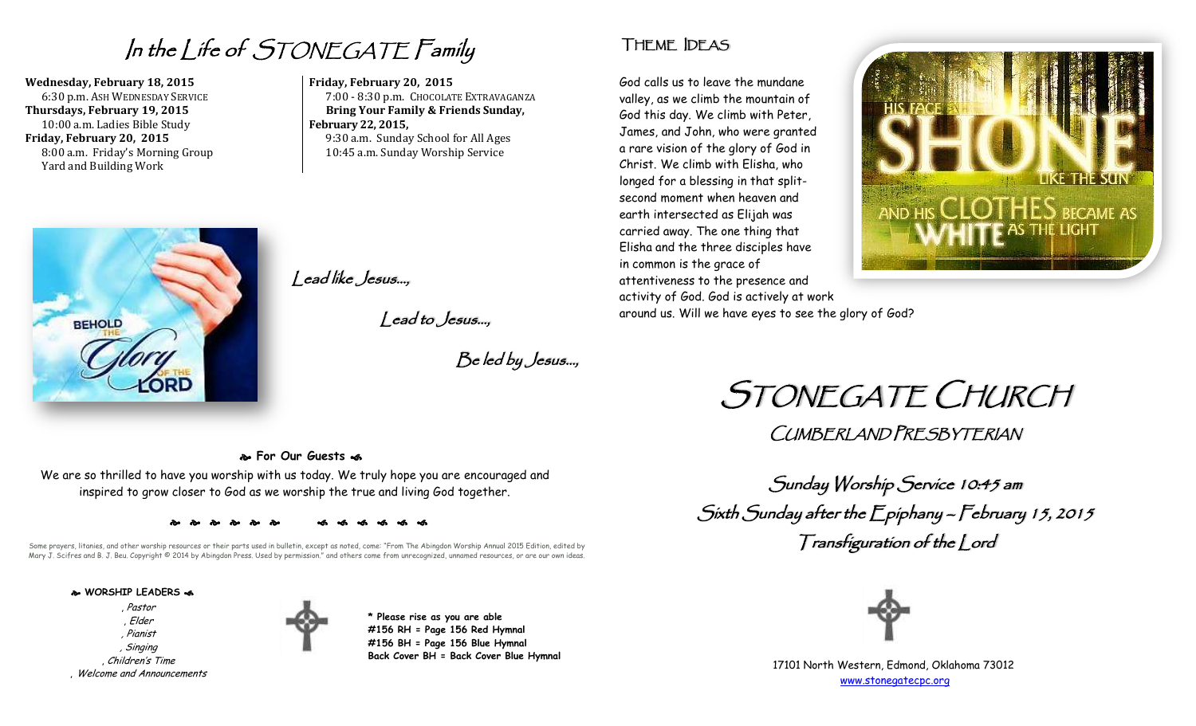# In the Life of STONEGATE Family

**Wednesday, February 18, 2015**
6:30 p.m. Ash Wednesday Service
**Thursdays, February 19, 2015**
10:00 a.m. Ladies Bible Study
**Friday, February 20, 2015**
8:00 a.m. Friday's Morning Group
Yard and Building Work

**Friday, February 20, 2015**
7:00 - 8:30 p.m. Chocolate Extravaganza
**Bring Your Family & Friends Sunday, February 22, 2015,**
9:30 a.m. Sunday School for All Ages
10:45 a.m. Sunday Worship Service

*Lead like Jesus...,*

*Lead to Jesus...,*

*Be led by Jesus...,*

**For Our Guests**

We are so thrilled to have you worship with us today. We truly hope you are encouraged and inspired to grow closer to God as we worship the true and living God together.

Some prayers, litanies, and other worship resources or their parts used in bulletin, except as noted, come: "From The Abingdon Worship Annual 2015 Edition, edited by Mary J. Scifres and B. J. Beu. Copyright © 2014 by Abingdon Press. Used by permission." and others come from unrecognized, unnamed resources, or are our own ideas.

**WORSHIP LEADERS**

*, Pastor*
*, Elder*
*, Pianist*
*, Singing*
*, Children's Time*
*, Welcome and Announcements*

**\* Please rise as you are able**
**#156 RH = Page 156 Red Hymnal**
**#156 BH = Page 156 Blue Hymnal**
**Back Cover BH = Back Cover Blue Hymnal**

## Theme Ideas

God calls us to leave the mundane valley, as we climb the mountain of God this day. We climb with Peter, James, and John, who were granted a rare vision of the glory of God in Christ. We climb with Elisha, who longed for a blessing in that split-second moment when heaven and earth intersected as Elijah was carried away. The one thing that Elisha and the three disciples have in common is the grace of attentiveness to the presence and activity of God. God is actively at work around us. Will we have eyes to see the glory of God?

# STONEGATE CHURCH

## CUMBERLAND PRESBYTERIAN

*Sunday Worship Service 10:45 am*
*Sixth Sunday after the Epiphany ~ February 15, 2015*
*Transfiguration of the Lord*

17101 North Western, Edmond, Oklahoma 73012
www.stonegatecpc.org